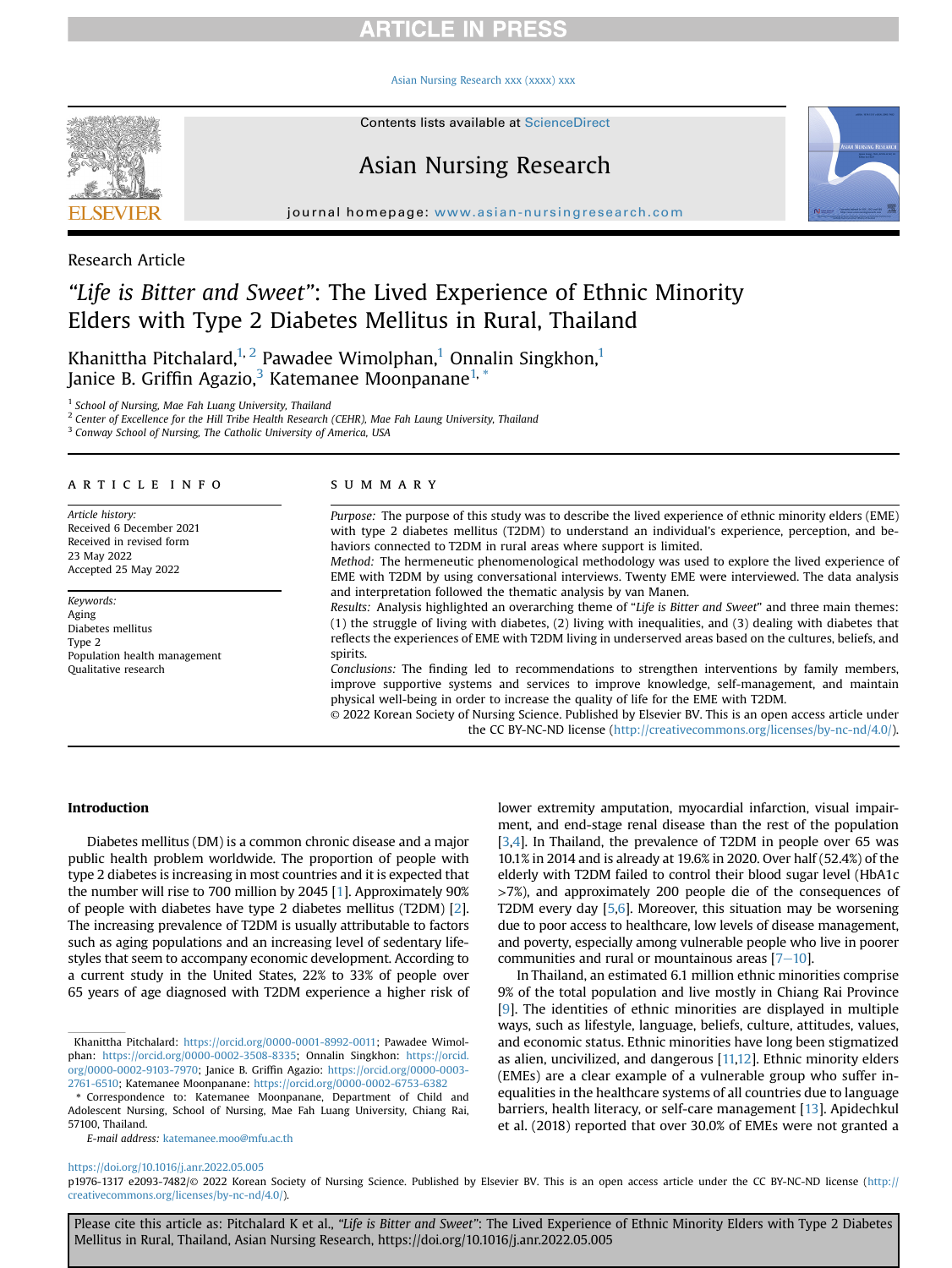Research Article

# *"Life is Bitter and Sweet"*: The Lived Experience of Ethnic Minority Elders with Type 2 Diabetes Mellitus in Rural, Thailand

Khanittha Pitchalard,[1,2] Pawadee Wimolphan,[1] Onnalin Singkhon,[1] Janice B. Griffin Agazio,[3] Katemanee Moonpanane[1,*]

[1] School of Nursing, Mae Fah Luang University, Thailand
[2] Center of Excellence for the Hill Tribe Health Research (CEHR), Mae Fah Laung University, Thailand
[3] Conway School of Nursing, The Catholic University of America, USA

## ARTICLE INFO

*Article history:*
Received 6 December 2021
Received in revised form
23 May 2022
Accepted 25 May 2022

*Keywords:*
Aging
Diabetes mellitus
Type 2
Population health management
Qualitative research

## SUMMARY

*Purpose:* The purpose of this study was to describe the lived experience of ethnic minority elders (EME) with type 2 diabetes mellitus (T2DM) to understand an individual's experience, perception, and behaviors connected to T2DM in rural areas where support is limited.

*Method:* The hermeneutic phenomenological methodology was used to explore the lived experience of EME with T2DM by using conversational interviews. Twenty EME were interviewed. The data analysis and interpretation followed the thematic analysis by van Manen.

*Results:* Analysis highlighted an overarching theme of "*Life is Bitter and Sweet*" and three main themes: (1) the struggle of living with diabetes, (2) living with inequalities, and (3) dealing with diabetes that reflects the experiences of EME with T2DM living in underserved areas based on the cultures, beliefs, and spirits.

*Conclusions:* The finding led to recommendations to strengthen interventions by family members, improve supportive systems and services to improve knowledge, self-management, and maintain physical well-being in order to increase the quality of life for the EME with T2DM.

© 2022 Korean Society of Nursing Science. Published by Elsevier BV. This is an open access article under the CC BY-NC-ND license (http://creativecommons.org/licenses/by-nc-nd/4.0/).

## Introduction

Diabetes mellitus (DM) is a common chronic disease and a major public health problem worldwide. The proportion of people with type 2 diabetes is increasing in most countries and it is expected that the number will rise to 700 million by 2045 [1]. Approximately 90% of people with diabetes have type 2 diabetes mellitus (T2DM) [2]. The increasing prevalence of T2DM is usually attributable to factors such as aging populations and an increasing level of sedentary lifestyles that seem to accompany economic development. According to a current study in the United States, 22% to 33% of people over 65 years of age diagnosed with T2DM experience a higher risk of lower extremity amputation, myocardial infarction, visual impairment, and end-stage renal disease than the rest of the population [3,4]. In Thailand, the prevalence of T2DM in people over 65 was 10.1% in 2014 and is already at 19.6% in 2020. Over half (52.4%) of the elderly with T2DM failed to control their blood sugar level (HbA1c >7%), and approximately 200 people die of the consequences of T2DM every day [5,6]. Moreover, this situation may be worsening due to poor access to healthcare, low levels of disease management, and poverty, especially among vulnerable people who live in poorer communities and rural or mountainous areas [7–10].

In Thailand, an estimated 6.1 million ethnic minorities comprise 9% of the total population and live mostly in Chiang Rai Province [9]. The identities of ethnic minorities are displayed in multiple ways, such as lifestyle, language, beliefs, culture, attitudes, values, and economic status. Ethnic minorities have long been stigmatized as alien, uncivilized, and dangerous [11,12]. Ethnic minority elders (EMEs) are a clear example of a vulnerable group who suffer inequalities in the healthcare systems of all countries due to language barriers, health literacy, or self-care management [13]. Apidechkul et al. (2018) reported that over 30.0% of EMEs were not granted a

Khanittha Pitchalard: https://orcid.org/0000-0001-8992-0011; Pawadee Wimolphan: https://orcid.org/0000-0002-3508-8335; Onnalin Singkhon: https://orcid.org/0000-0002-9103-7970; Janice B. Griffin Agazio: https://orcid.org/0000-0003-2761-6510; Katemanee Moonpanane: https://orcid.org/0000-0002-6753-6382

* Correspondence to: Katemanee Moonpanane, Department of Child and Adolescent Nursing, School of Nursing, Mae Fah Luang University, Chiang Rai, 57100, Thailand.

*E-mail address:* katemanee.moo@mfu.ac.th

https://doi.org/10.1016/j.anr.2022.05.005
p1976-1317 e2093-7482/© 2022 Korean Society of Nursing Science. Published by Elsevier BV. This is an open access article under the CC BY-NC-ND license (http://creativecommons.org/licenses/by-nc-nd/4.0/).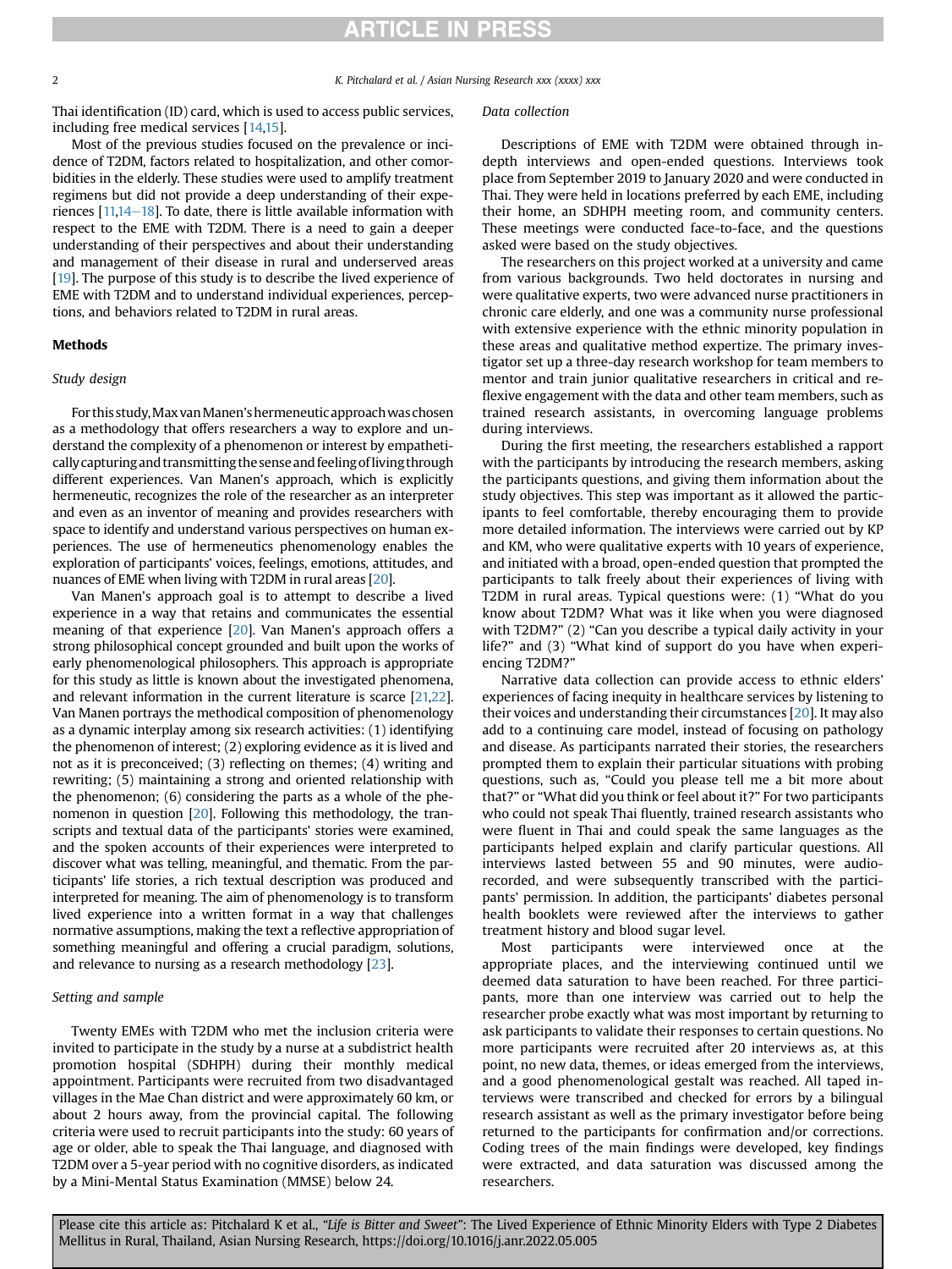Thai identification (ID) card, which is used to access public services, including free medical services [14,15].

Most of the previous studies focused on the prevalence or incidence of T2DM, factors related to hospitalization, and other comorbidities in the elderly. These studies were used to amplify treatment regimens but did not provide a deep understanding of their experiences [11,14–18]. To date, there is little available information with respect to the EME with T2DM. There is a need to gain a deeper understanding of their perspectives and about their understanding and management of their disease in rural and underserved areas [19]. The purpose of this study is to describe the lived experience of EME with T2DM and to understand individual experiences, perceptions, and behaviors related to T2DM in rural areas.

## Methods

### Study design

For this study, Max van Manen's hermeneutic approach was chosen as a methodology that offers researchers a way to explore and understand the complexity of a phenomenon or interest by empathetically capturing and transmitting the sense and feeling of living through different experiences. Van Manen's approach, which is explicitly hermeneutic, recognizes the role of the researcher as an interpreter and even as an inventor of meaning and provides researchers with space to identify and understand various perspectives on human experiences. The use of hermeneutics phenomenology enables the exploration of participants' voices, feelings, emotions, attitudes, and nuances of EME when living with T2DM in rural areas [20].

Van Manen's approach goal is to attempt to describe a lived experience in a way that retains and communicates the essential meaning of that experience [20]. Van Manen's approach offers a strong philosophical concept grounded and built upon the works of early phenomenological philosophers. This approach is appropriate for this study as little is known about the investigated phenomena, and relevant information in the current literature is scarce [21,22]. Van Manen portrays the methodical composition of phenomenology as a dynamic interplay among six research activities: (1) identifying the phenomenon of interest; (2) exploring evidence as it is lived and not as it is preconceived; (3) reflecting on themes; (4) writing and rewriting; (5) maintaining a strong and oriented relationship with the phenomenon; (6) considering the parts as a whole of the phenomenon in question [20]. Following this methodology, the transcripts and textual data of the participants' stories were examined, and the spoken accounts of their experiences were interpreted to discover what was telling, meaningful, and thematic. From the participants' life stories, a rich textual description was produced and interpreted for meaning. The aim of phenomenology is to transform lived experience into a written format in a way that challenges normative assumptions, making the text a reflective appropriation of something meaningful and offering a crucial paradigm, solutions, and relevance to nursing as a research methodology [23].

### Setting and sample

Twenty EMEs with T2DM who met the inclusion criteria were invited to participate in the study by a nurse at a subdistrict health promotion hospital (SDHPH) during their monthly medical appointment. Participants were recruited from two disadvantaged villages in the Mae Chan district and were approximately 60 km, or about 2 hours away, from the provincial capital. The following criteria were used to recruit participants into the study: 60 years of age or older, able to speak the Thai language, and diagnosed with T2DM over a 5-year period with no cognitive disorders, as indicated by a Mini-Mental Status Examination (MMSE) below 24.

### Data collection

Descriptions of EME with T2DM were obtained through in-depth interviews and open-ended questions. Interviews took place from September 2019 to January 2020 and were conducted in Thai. They were held in locations preferred by each EME, including their home, an SDHPH meeting room, and community centers. These meetings were conducted face-to-face, and the questions asked were based on the study objectives.

The researchers on this project worked at a university and came from various backgrounds. Two held doctorates in nursing and were qualitative experts, two were advanced nurse practitioners in chronic care elderly, and one was a community nurse professional with extensive experience with the ethnic minority population in these areas and qualitative method expertize. The primary investigator set up a three-day research workshop for team members to mentor and train junior qualitative researchers in critical and reflexive engagement with the data and other team members, such as trained research assistants, in overcoming language problems during interviews.

During the first meeting, the researchers established a rapport with the participants by introducing the research members, asking the participants questions, and giving them information about the study objectives. This step was important as it allowed the participants to feel comfortable, thereby encouraging them to provide more detailed information. The interviews were carried out by KP and KM, who were qualitative experts with 10 years of experience, and initiated with a broad, open-ended question that prompted the participants to talk freely about their experiences of living with T2DM in rural areas. Typical questions were: (1) "What do you know about T2DM? What was it like when you were diagnosed with T2DM?" (2) "Can you describe a typical daily activity in your life?" and (3) "What kind of support do you have when experiencing T2DM?"

Narrative data collection can provide access to ethnic elders' experiences of facing inequity in healthcare services by listening to their voices and understanding their circumstances [20]. It may also add to a continuing care model, instead of focusing on pathology and disease. As participants narrated their stories, the researchers prompted them to explain their particular situations with probing questions, such as, "Could you please tell me a bit more about that?" or "What did you think or feel about it?" For two participants who could not speak Thai fluently, trained research assistants who were fluent in Thai and could speak the same languages as the participants helped explain and clarify particular questions. All interviews lasted between 55 and 90 minutes, were audio-recorded, and were subsequently transcribed with the participants' permission. In addition, the participants' diabetes personal health booklets were reviewed after the interviews to gather treatment history and blood sugar level.

Most participants were interviewed once at the appropriate places, and the interviewing continued until we deemed data saturation to have been reached. For three participants, more than one interview was carried out to help the researcher probe exactly what was most important by returning to ask participants to validate their responses to certain questions. No more participants were recruited after 20 interviews as, at this point, no new data, themes, or ideas emerged from the interviews, and a good phenomenological gestalt was reached. All taped interviews were transcribed and checked for errors by a bilingual research assistant as well as the primary investigator before being returned to the participants for confirmation and/or corrections. Coding trees of the main findings were developed, key findings were extracted, and data saturation was discussed among the researchers.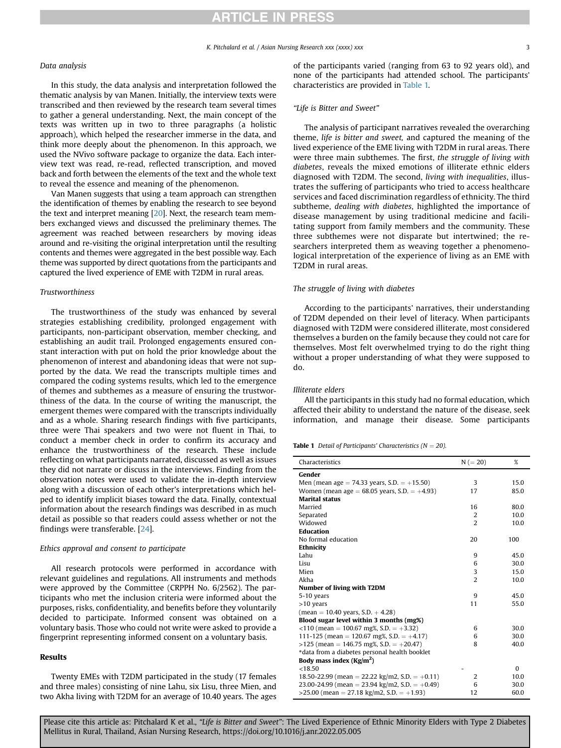### Data analysis

In this study, the data analysis and interpretation followed the thematic analysis by van Manen. Initially, the interview texts were transcribed and then reviewed by the research team several times to gather a general understanding. Next, the main concept of the texts was written up in two to three paragraphs (a holistic approach), which helped the researcher immerse in the data, and think more deeply about the phenomenon. In this approach, we used the NVivo software package to organize the data. Each interview text was read, re-read, reflected transcription, and moved back and forth between the elements of the text and the whole text to reveal the essence and meaning of the phenomenon.

Van Manen suggests that using a team approach can strengthen the identification of themes by enabling the research to see beyond the text and interpret meaning [20]. Next, the research team members exchanged views and discussed the preliminary themes. The agreement was reached between researchers by moving ideas around and re-visiting the original interpretation until the resulting contents and themes were aggregated in the best possible way. Each theme was supported by direct quotations from the participants and captured the lived experience of EME with T2DM in rural areas.

### Trustworthiness

The trustworthiness of the study was enhanced by several strategies establishing credibility, prolonged engagement with participants, non-participant observation, member checking, and establishing an audit trail. Prolonged engagements ensured constant interaction with put on hold the prior knowledge about the phenomenon of interest and abandoning ideas that were not supported by the data. We read the transcripts multiple times and compared the coding systems results, which led to the emergence of themes and subthemes as a measure of ensuring the trustworthiness of the data. In the course of writing the manuscript, the emergent themes were compared with the transcripts individually and as a whole. Sharing research findings with five participants, three were Thai speakers and two were not fluent in Thai, to conduct a member check in order to confirm its accuracy and enhance the trustworthiness of the research. These include reflecting on what participants narrated, discussed as well as issues they did not narrate or discuss in the interviews. Finding from the observation notes were used to validate the in-depth interview along with a discussion of each other's interpretations which helped to identify implicit biases toward the data. Finally, contextual information about the research findings was described in as much detail as possible so that readers could assess whether or not the findings were transferable. [24].

### Ethics approval and consent to participate

All research protocols were performed in accordance with relevant guidelines and regulations. All instruments and methods were approved by the Committee (CRPPH No. 6/2562). The participants who met the inclusion criteria were informed about the purposes, risks, confidentiality, and benefits before they voluntarily decided to participate. Informed consent was obtained on a voluntary basis. Those who could not write were asked to provide a fingerprint representing informed consent on a voluntary basis.

## Results

Twenty EMEs with T2DM participated in the study (17 females and three males) consisting of nine Lahu, six Lisu, three Mien, and two Akha living with T2DM for an average of 10.40 years. The ages of the participants varied (ranging from 63 to 92 years old), and none of the participants had attended school. The participants' characteristics are provided in Table 1.

**Table 1** *Detail of Participants' Characteristics (N = 20).*

| Characteristics | N (= 20) | % |
|---|---|---|
| **Gender** | | |
| Men (mean age = 74.33 years, S.D. = +15.50) | 3 | 15.0 |
| Women (mean age = 68.05 years, S.D. = +4.93) | 17 | 85.0 |
| **Marital status** | | |
| Married | 16 | 80.0 |
| Separated | 2 | 10.0 |
| Widowed | 2 | 10.0 |
| **Education** | | |
| No formal education | 20 | 100 |
| **Ethnicity** | | |
| Lahu | 9 | 45.0 |
| Lisu | 6 | 30.0 |
| Mien | 3 | 15.0 |
| Akha | 2 | 10.0 |
| **Number of living with T2DM** | | |
| 5-10 years | 9 | 45.0 |
| >10 years | 11 | 55.0 |
| (mean = 10.40 years, S.D. + 4.28) | | |
| **Blood sugar level within 3 months (mg%)** | | |
| <110 (mean = 100.67 mg%, S.D. = +3.32) | 6 | 30.0 |
| 111-125 (mean = 120.67 mg%, S.D. = +4.17) | 6 | 30.0 |
| >125 (mean = 146.75 mg%, S.D. = +20.47) | 8 | 40.0 |
| *data from a diabetes personal health booklet | | |
| **Body mass index (Kg/m$^2$)** | | |
| <18.50 | - | 0 |
| 18.50-22.99 (mean = 22.22 kg/m2, S.D. = +0.11) | 2 | 10.0 |
| 23.00-24.99 (mean = 23.94 kg/m2, S.D. = +0.49) | 6 | 30.0 |
| >25.00 (mean = 27.18 kg/m2, S.D. = +1.93) | 12 | 60.0 |

### "Life is Bitter and Sweet"

The analysis of participant narratives revealed the overarching theme, *life is bitter and sweet*, and captured the meaning of the lived experience of the EME living with T2DM in rural areas. There were three main subthemes. The first, *the struggle of living with diabetes*, reveals the mixed emotions of illiterate ethnic elders diagnosed with T2DM. The second, *living with inequalities*, illustrates the suffering of participants who tried to access healthcare services and faced discrimination regardless of ethnicity. The third subtheme, *dealing with diabetes*, highlighted the importance of disease management by using traditional medicine and facilitating support from family members and the community. These three subthemes were not disparate but intertwined; the researchers interpreted them as weaving together a phenomenological interpretation of the experience of living as an EME with T2DM in rural areas.

### The struggle of living with diabetes

According to the participants' narratives, their understanding of T2DM depended on their level of literacy. When participants diagnosed with T2DM were considered illiterate, most considered themselves a burden on the family because they could not care for themselves. Most felt overwhelmed trying to do the right thing without a proper understanding of what they were supposed to do.

#### Illiterate elders

All the participants in this study had no formal education, which affected their ability to understand the nature of the disease, seek information, and manage their disease. Some participants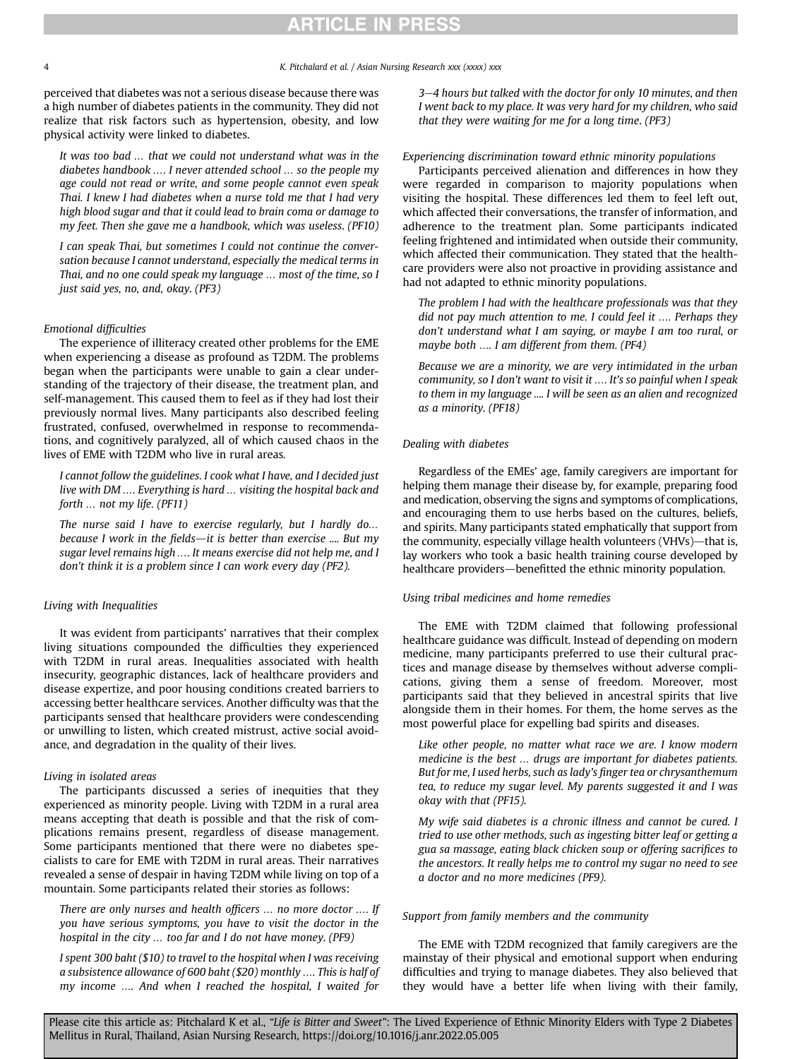perceived that diabetes was not a serious disease because there was a high number of diabetes patients in the community. They did not realize that risk factors such as hypertension, obesity, and low physical activity were linked to diabetes.

> *It was too bad … that we could not understand what was in the diabetes handbook …. I never attended school … so the people my age could not read or write, and some people cannot even speak Thai. I knew I had diabetes when a nurse told me that I had very high blood sugar and that it could lead to brain coma or damage to my feet. Then she gave me a handbook, which was useless. (PF10)*

> *I can speak Thai, but sometimes I could not continue the conversation because I cannot understand, especially the medical terms in Thai, and no one could speak my language … most of the time, so I just said yes, no, and, okay. (PF3)*

#### *Emotional difficulties*

The experience of illiteracy created other problems for the EME when experiencing a disease as profound as T2DM. The problems began when the participants were unable to gain a clear understanding of the trajectory of their disease, the treatment plan, and self-management. This caused them to feel as if they had lost their previously normal lives. Many participants also described feeling frustrated, confused, overwhelmed in response to recommendations, and cognitively paralyzed, all of which caused chaos in the lives of EME with T2DM who live in rural areas.

> *I cannot follow the guidelines. I cook what I have, and I decided just live with DM …. Everything is hard … visiting the hospital back and forth … not my life. (PF11)*

> *The nurse said I have to exercise regularly, but I hardly do… because I work in the fields—it is better than exercise .... But my sugar level remains high …. It means exercise did not help me, and I don't think it is a problem since I can work every day (PF2).*

### *Living with Inequalities*

It was evident from participants' narratives that their complex living situations compounded the difficulties they experienced with T2DM in rural areas. Inequalities associated with health insecurity, geographic distances, lack of healthcare providers and disease expertize, and poor housing conditions created barriers to accessing better healthcare services. Another difficulty was that the participants sensed that healthcare providers were condescending or unwilling to listen, which created mistrust, active social avoidance, and degradation in the quality of their lives.

#### *Living in isolated areas*

The participants discussed a series of inequities that they experienced as minority people. Living with T2DM in a rural area means accepting that death is possible and that the risk of complications remains present, regardless of disease management. Some participants mentioned that there were no diabetes specialists to care for EME with T2DM in rural areas. Their narratives revealed a sense of despair in having T2DM while living on top of a mountain. Some participants related their stories as follows:

> *There are only nurses and health officers … no more doctor …. If you have serious symptoms, you have to visit the doctor in the hospital in the city … too far and I do not have money. (PF9)*

> *I spent 300 baht ($10) to travel to the hospital when I was receiving a subsistence allowance of 600 baht ($20) monthly …. This is half of my income …. And when I reached the hospital, I waited for 3–4 hours but talked with the doctor for only 10 minutes, and then I went back to my place. It was very hard for my children, who said that they were waiting for me for a long time. (PF3)*

#### *Experiencing discrimination toward ethnic minority populations*

Participants perceived alienation and differences in how they were regarded in comparison to majority populations when visiting the hospital. These differences led them to feel left out, which affected their conversations, the transfer of information, and adherence to the treatment plan. Some participants indicated feeling frightened and intimidated when outside their community, which affected their communication. They stated that the healthcare providers were also not proactive in providing assistance and had not adapted to ethnic minority populations.

> *The problem I had with the healthcare professionals was that they did not pay much attention to me. I could feel it …. Perhaps they don't understand what I am saying, or maybe I am too rural, or maybe both …. I am different from them. (PF4)*

> *Because we are a minority, we are very intimidated in the urban community, so I don't want to visit it …. It's so painful when I speak to them in my language .... I will be seen as an alien and recognized as a minority. (PF18)*

### *Dealing with diabetes*

Regardless of the EMEs' age, family caregivers are important for helping them manage their disease by, for example, preparing food and medication, observing the signs and symptoms of complications, and encouraging them to use herbs based on the cultures, beliefs, and spirits. Many participants stated emphatically that support from the community, especially village health volunteers (VHVs)—that is, lay workers who took a basic health training course developed by healthcare providers—benefitted the ethnic minority population.

#### *Using tribal medicines and home remedies*

The EME with T2DM claimed that following professional healthcare guidance was difficult. Instead of depending on modern medicine, many participants preferred to use their cultural practices and manage disease by themselves without adverse complications, giving them a sense of freedom. Moreover, most participants said that they believed in ancestral spirits that live alongside them in their homes. For them, the home serves as the most powerful place for expelling bad spirits and diseases.

> *Like other people, no matter what race we are. I know modern medicine is the best … drugs are important for diabetes patients. But for me, I used herbs, such as lady's finger tea or chrysanthemum tea, to reduce my sugar level. My parents suggested it and I was okay with that (PF15).*

> *My wife said diabetes is a chronic illness and cannot be cured. I tried to use other methods, such as ingesting bitter leaf or getting a gua sa massage, eating black chicken soup or offering sacrifices to the ancestors. It really helps me to control my sugar no need to see a doctor and no more medicines (PF9).*

#### *Support from family members and the community*

The EME with T2DM recognized that family caregivers are the mainstay of their physical and emotional support when enduring difficulties and trying to manage diabetes. They also believed that they would have a better life when living with their family,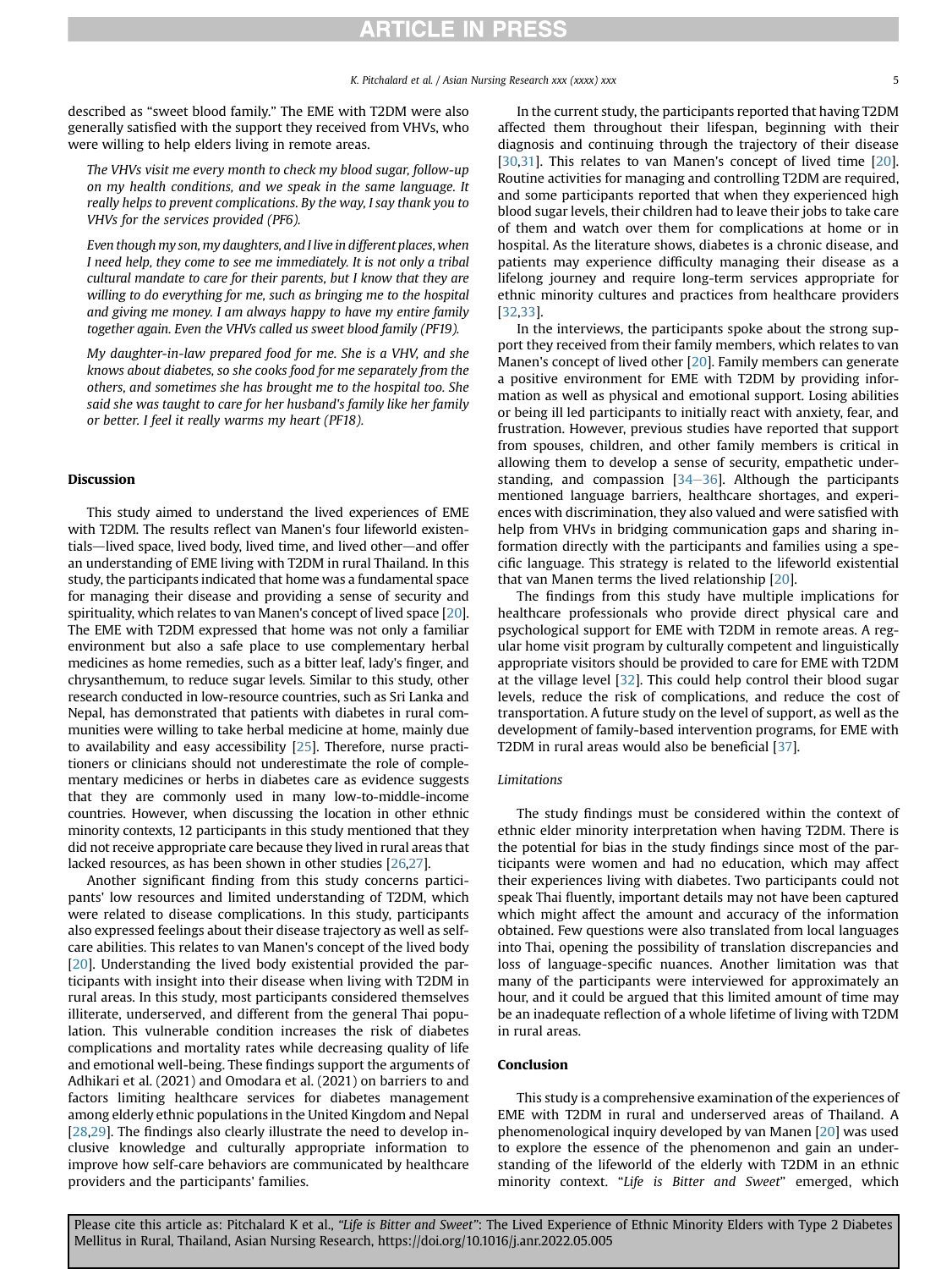described as "sweet blood family." The EME with T2DM were also generally satisfied with the support they received from VHVs, who were willing to help elders living in remote areas.

> *The VHVs visit me every month to check my blood sugar, follow-up on my health conditions, and we speak in the same language. It really helps to prevent complications. By the way, I say thank you to VHVs for the services provided (PF6).*

> *Even though my son, my daughters, and I live in different places, when I need help, they come to see me immediately. It is not only a tribal cultural mandate to care for their parents, but I know that they are willing to do everything for me, such as bringing me to the hospital and giving me money. I am always happy to have my entire family together again. Even the VHVs called us sweet blood family (PF19).*

> *My daughter-in-law prepared food for me. She is a VHV, and she knows about diabetes, so she cooks food for me separately from the others, and sometimes she has brought me to the hospital too. She said she was taught to care for her husband's family like her family or better. I feel it really warms my heart (PF18).*

## Discussion

This study aimed to understand the lived experiences of EME with T2DM. The results reflect van Manen's four lifeworld existentials—lived space, lived body, lived time, and lived other—and offer an understanding of EME living with T2DM in rural Thailand. In this study, the participants indicated that home was a fundamental space for managing their disease and providing a sense of security and spirituality, which relates to van Manen's concept of lived space [20]. The EME with T2DM expressed that home was not only a familiar environment but also a safe place to use complementary herbal medicines as home remedies, such as a bitter leaf, lady's finger, and chrysanthemum, to reduce sugar levels. Similar to this study, other research conducted in low-resource countries, such as Sri Lanka and Nepal, has demonstrated that patients with diabetes in rural communities were willing to take herbal medicine at home, mainly due to availability and easy accessibility [25]. Therefore, nurse practitioners or clinicians should not underestimate the role of complementary medicines or herbs in diabetes care as evidence suggests that they are commonly used in many low-to-middle-income countries. However, when discussing the location in other ethnic minority contexts, 12 participants in this study mentioned that they did not receive appropriate care because they lived in rural areas that lacked resources, as has been shown in other studies [26,27].

Another significant finding from this study concerns participants' low resources and limited understanding of T2DM, which were related to disease complications. In this study, participants also expressed feelings about their disease trajectory as well as self-care abilities. This relates to van Manen's concept of the lived body [20]. Understanding the lived body existential provided the participants with insight into their disease when living with T2DM in rural areas. In this study, most participants considered themselves illiterate, underserved, and different from the general Thai population. This vulnerable condition increases the risk of diabetes complications and mortality rates while decreasing quality of life and emotional well-being. These findings support the arguments of Adhikari et al. (2021) and Omodara et al. (2021) on barriers to and factors limiting healthcare services for diabetes management among elderly ethnic populations in the United Kingdom and Nepal [28,29]. The findings also clearly illustrate the need to develop inclusive knowledge and culturally appropriate information to improve how self-care behaviors are communicated by healthcare providers and the participants' families.

In the current study, the participants reported that having T2DM affected them throughout their lifespan, beginning with their diagnosis and continuing through the trajectory of their disease [30,31]. This relates to van Manen's concept of lived time [20]. Routine activities for managing and controlling T2DM are required, and some participants reported that when they experienced high blood sugar levels, their children had to leave their jobs to take care of them and watch over them for complications at home or in hospital. As the literature shows, diabetes is a chronic disease, and patients may experience difficulty managing their disease as a lifelong journey and require long-term services appropriate for ethnic minority cultures and practices from healthcare providers [32,33].

In the interviews, the participants spoke about the strong support they received from their family members, which relates to van Manen's concept of lived other [20]. Family members can generate a positive environment for EME with T2DM by providing information as well as physical and emotional support. Losing abilities or being ill led participants to initially react with anxiety, fear, and frustration. However, previous studies have reported that support from spouses, children, and other family members is critical in allowing them to develop a sense of security, empathetic understanding, and compassion [34–36]. Although the participants mentioned language barriers, healthcare shortages, and experiences with discrimination, they also valued and were satisfied with help from VHVs in bridging communication gaps and sharing information directly with the participants and families using a specific language. This strategy is related to the lifeworld existential that van Manen terms the lived relationship [20].

The findings from this study have multiple implications for healthcare professionals who provide direct physical care and psychological support for EME with T2DM in remote areas. A regular home visit program by culturally competent and linguistically appropriate visitors should be provided to care for EME with T2DM at the village level [32]. This could help control their blood sugar levels, reduce the risk of complications, and reduce the cost of transportation. A future study on the level of support, as well as the development of family-based intervention programs, for EME with T2DM in rural areas would also be beneficial [37].

### Limitations

The study findings must be considered within the context of ethnic elder minority interpretation when having T2DM. There is the potential for bias in the study findings since most of the participants were women and had no education, which may affect their experiences living with diabetes. Two participants could not speak Thai fluently, important details may not have been captured which might affect the amount and accuracy of the information obtained. Few questions were also translated from local languages into Thai, opening the possibility of translation discrepancies and loss of language-specific nuances. Another limitation was that many of the participants were interviewed for approximately an hour, and it could be argued that this limited amount of time may be an inadequate reflection of a whole lifetime of living with T2DM in rural areas.

## Conclusion

This study is a comprehensive examination of the experiences of EME with T2DM in rural and underserved areas of Thailand. A phenomenological inquiry developed by van Manen [20] was used to explore the essence of the phenomenon and gain an understanding of the lifeworld of the elderly with T2DM in an ethnic minority context. "*Life is Bitter and Sweet*" emerged, which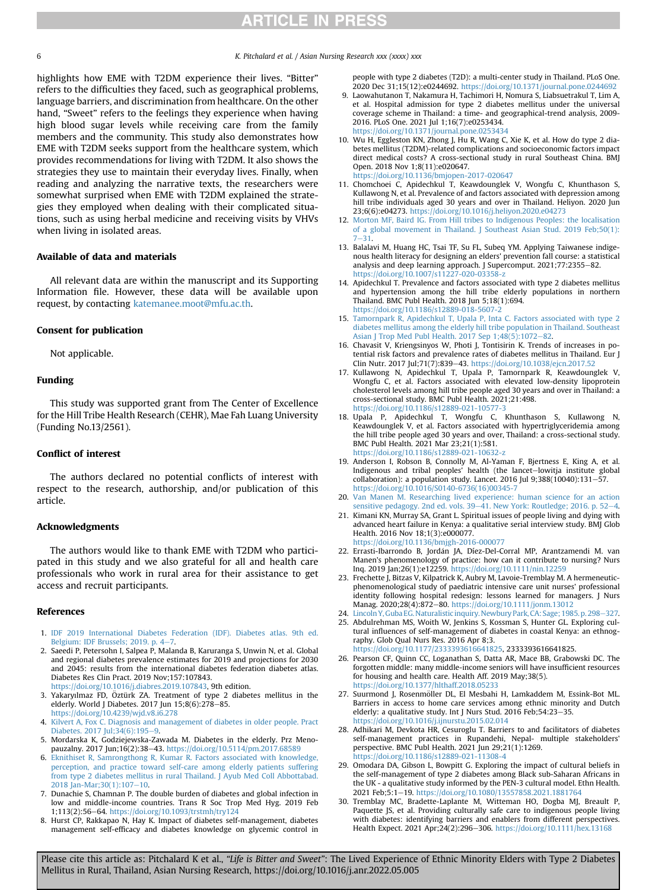highlights how EME with T2DM experience their lives. "Bitter" refers to the difficulties they faced, such as geographical problems, language barriers, and discrimination from healthcare. On the other hand, "Sweet" refers to the feelings they experience when having high blood sugar levels while receiving care from the family members and the community. This study also demonstrates how EME with T2DM seeks support from the healthcare system, which provides recommendations for living with T2DM. It also shows the strategies they use to maintain their everyday lives. Finally, when reading and analyzing the narrative texts, the researchers were somewhat surprised when EME with T2DM explained the strategies they employed when dealing with their complicated situations, such as using herbal medicine and receiving visits by VHVs when living in isolated areas.

## Available of data and materials

All relevant data are within the manuscript and its Supporting Information file. However, these data will be available upon request, by contacting katemanee.moot@mfu.ac.th.

## Consent for publication

Not applicable.

## Funding

This study was supported grant from The Center of Excellence for the Hill Tribe Health Research (CEHR), Mae Fah Luang University (Funding No.13/2561).

## Conflict of interest

The authors declared no potential conflicts of interest with respect to the research, authorship, and/or publication of this article.

## Acknowledgments

The authors would like to thank EME with T2DM who participated in this study and we also grateful for all and health care professionals who work in rural area for their assistance to get access and recruit participants.

## References

1. IDF 2019 International Diabetes Federation (IDF). Diabetes atlas. 9th ed. Belgium: IDF Brussels; 2019. p. 4–7.
2. Saeedi P, Petersohn I, Salpea P, Malanda B, Karuranga S, Unwin N, et al. Global and regional diabetes prevalence estimates for 2019 and projections for 2030 and 2045: results from the international diabetes federation diabetes atlas. Diabetes Res Clin Pract. 2019 Nov;157:107843. https://doi.org/10.1016/j.diabres.2019.107843, 9th edition.
3. Yakaryılmaz FD, Öztürk ZA. Treatment of type 2 diabetes mellitus in the elderly. World J Diabetes. 2017 Jun 15;8(6):278–85. https://doi.org/10.4239/wjd.v8.i6.278
4. Kilvert A, Fox C. Diagnosis and management of diabetes in older people. Pract Diabetes. 2017 Jul;34(6):195–9.
5. Mordarska K, Godziejewska-Zawada M. Diabetes in the elderly. Prz Menopauzalny. 2017 Jun;16(2):38–43. https://doi.org/10.5114/pm.2017.68589
6. Eknithiset R, Samrongthong R, Kumar R. Factors associated with knowledge, perception, and practice toward self-care among elderly patients suffering from type 2 diabetes mellitus in rural Thailand. J Ayub Med Coll Abbottabad. 2018 Jan-Mar;30(1):107–10.
7. Dunachie S, Chamnan P. The double burden of diabetes and global infection in low and middle-income countries. Trans R Soc Trop Med Hyg. 2019 Feb 1;113(2):56–64. https://doi.org/10.1093/trstmh/try124
8. Hurst CP, Rakkapao N, Hay K. Impact of diabetes self-management, diabetes management self-efficacy and diabetes knowledge on glycemic control in people with type 2 diabetes (T2D): a multi-center study in Thailand. PLoS One. 2020 Dec 31;15(12):e0244692. https://doi.org/10.1371/journal.pone.0244692
9. Laowahutanon T, Nakamura H, Tachimori H, Nomura S, Liabsuetrakul T, Lim A, et al. Hospital admission for type 2 diabetes mellitus under the universal coverage scheme in Thailand: a time- and geographical-trend analysis, 2009-2016. PLoS One. 2021 Jul 1;16(7):e0253434. https://doi.org/10.1371/journal.pone.0253434
10. Wu H, Eggleston KN, Zhong J, Hu R, Wang C, Xie K, et al. How do type 2 diabetes mellitus (T2DM)-related complications and socioeconomic factors impact direct medical costs? A cross-sectional study in rural Southeast China. BMJ Open. 2018 Nov 1;8(11):e020647. https://doi.org/10.1136/bmjopen-2017-020647
11. Chomchoei C, Apidechkul T, Keawdounglek V, Wongfu C, Khunthason S, Kullawong N, et al. Prevalence of and factors associated with depression among hill tribe individuals aged 30 years and over in Thailand. Heliyon. 2020 Jun 23;6(6):e04273. https://doi.org/10.1016/j.heliyon.2020.e04273
12. Morton MF, Baird IG. From Hill tribes to Indigenous Peoples: the localisation of a global movement in Thailand. J Southeast Asian Stud. 2019 Feb;50(1): 7–31.
13. Balalavi M, Huang HC, Tsai TF, Su FL, Subeq YM. Applying Taiwanese indigenous health literacy for designing an elders' prevention fall course: a statistical analysis and deep learning approach. J Supercomput. 2021;77:2355–82. https://doi.org/10.1007/s11227-020-03358-z
14. Apidechkul T. Prevalence and factors associated with type 2 diabetes mellitus and hypertension among the hill tribe elderly populations in northern Thailand. BMC Publ Health. 2018 Jun 5;18(1):694. https://doi.org/10.1186/s12889-018-5607-2
15. Tamornpark R, Apidechkul T, Upala P, Inta C. Factors associated with type 2 diabetes mellitus among the elderly hill tribe population in Thailand. Southeast Asian J Trop Med Publ Health. 2017 Sep 1;48(5):1072–82.
16. Chavasit V, Kriengsinyos W, Photi J, Tontisirin K. Trends of increases in potential risk factors and prevalence rates of diabetes mellitus in Thailand. Eur J Clin Nutr. 2017 Jul;71(7):839–43. https://doi.org/10.1038/ejcn.2017.52
17. Kullawong N, Apidechkul T, Upala P, Tamornpark R, Keawdounglek V, Wongfu C, et al. Factors associated with elevated low-density lipoprotein cholesterol levels among hill tribe people aged 30 years and over in Thailand: a cross-sectional study. BMC Publ Health. 2021;21:498. https://doi.org/10.1186/s12889-021-10577-3
18. Upala P, Apidechkul T, Wongfu C, Khunthason S, Kullawong N, Keawdounglek V, et al. Factors associated with hypertriglyceridemia among the hill tribe people aged 30 years and over, Thailand: a cross-sectional study. BMC Publ Health. 2021 Mar 23;21(1):581. https://doi.org/10.1186/s12889-021-10632-z
19. Anderson I, Robson B, Connolly M, Al-Yaman F, Bjertness E, King A, et al. Indigenous and tribal peoples' health (the lancet–lowitja institute global collaboration): a population study. Lancet. 2016 Jul 9;388(10040):131–57. https://doi.org/10.1016/S0140-6736(16)00345-7
20. Van Manen M. Researching lived experience: human science for an action sensitive pedagogy. 2nd ed. vols. 39–41. New York: Routledge; 2016. p. 52–4.
21. Kimani KN, Murray SA, Grant L. Spiritual issues of people living and dying with advanced heart failure in Kenya: a qualitative serial interview study. BMJ Glob Health. 2016 Nov 18;1(3):e000077. https://doi.org/10.1136/bmjgh-2016-000077
22. Errasti-Ibarrondo B, Jordán JA, Díez-Del-Corral MP, Arantzamendi M. van Manen's phenomenology of practice: how can it contribute to nursing? Nurs Inq. 2019 Jan;26(1):e12259. https://doi.org/10.1111/nin.12259
23. Frechette J, Bitzas V, Kilpatrick K, Aubry M, Lavoie-Tremblay M. A hermeneutic-phenomenological study of paediatric intensive care unit nurses' professional identity following hospital redesign: lessons learned for managers. J Nurs Manag. 2020;28(4):872–80. https://doi.org/10.1111/jonm.13012
24. Lincoln Y, Guba EG. Naturalistic inquiry. Newbury Park, CA: Sage; 1985. p. 298–327.
25. Abdulrehman MS, Woith W, Jenkins S, Kossman S, Hunter GL. Exploring cultural influences of self-management of diabetes in coastal Kenya: an ethnography. Glob Qual Nurs Res. 2016 Apr 8;3. https://doi.org/10.1177/2333393616641825, 2333393616641825.
26. Pearson CF, Quinn CC, Loganathan S, Datta AR, Mace BB, Grabowski DC. The forgotten middle: many middle-income seniors will have insufficient resources for housing and health care. Health Aff. 2019 May;38(5). https://doi.org/10.1377/hlthaff.2018.05233
27. Suurmond J, Rosenmöller DL, El Mesbahi H, Lamkaddem M, Essink-Bot ML. Barriers in access to home care services among ethnic minority and Dutch elderly: a qualitative study. Int J Nurs Stud. 2016 Feb;54:23–35. https://doi.org/10.1016/j.ijnurstu.2015.02.014
28. Adhikari M, Devkota HR, Cesuroglu T. Barriers to and facilitators of diabetes self-management practices in Rupandehi, Nepal- multiple stakeholders' perspective. BMC Publ Health. 2021 Jun 29;21(1):1269. https://doi.org/10.1186/s12889-021-11308-4
29. Omodara DA, Gibson L, Bowpitt G. Exploring the impact of cultural beliefs in the self-management of type 2 diabetes among Black sub-Saharan Africans in the UK - a qualitative study informed by the PEN-3 cultural model. Ethn Health. 2021 Feb;5:1–19. https://doi.org/10.1080/13557858.2021.1881764
30. Tremblay MC, Bradette-Laplante M, Witteman HO, Dogba MJ, Breault P, Paquette JS, et al. Providing culturally safe care to indigenous people living with diabetes: identifying barriers and enablers from different perspectives. Health Expect. 2021 Apr;24(2):296–306. https://doi.org/10.1111/hex.13168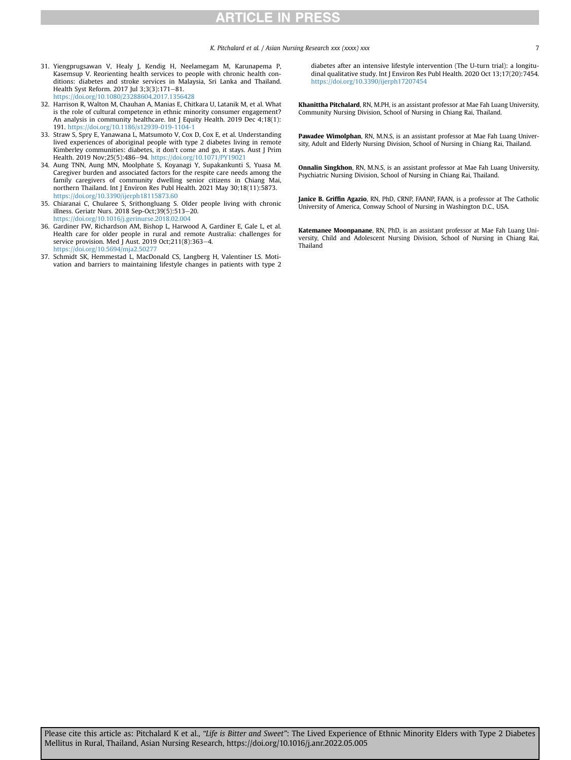31. Yiengprugsawan V, Healy J, Kendig H, Neelamegam M, Karunapema P, Kasemsup V. Reorienting health services to people with chronic health conditions: diabetes and stroke services in Malaysia, Sri Lanka and Thailand. Health Syst Reform. 2017 Jul 3;3(3):171–81. https://doi.org/10.1080/23288604.2017.1356428
32. Harrison R, Walton M, Chauhan A, Manias E, Chitkara U, Latanik M, et al. What is the role of cultural competence in ethnic minority consumer engagement? An analysis in community healthcare. Int J Equity Health. 2019 Dec 4;18(1):191. https://doi.org/10.1186/s12939-019-1104-1
33. Straw S, Spry E, Yanawana L, Matsumoto V, Cox D, Cox E, et al. Understanding lived experiences of aboriginal people with type 2 diabetes living in remote Kimberley communities: diabetes, it don't come and go, it stays. Aust J Prim Health. 2019 Nov;25(5):486–94. https://doi.org/10.1071/PY19021
34. Aung TNN, Aung MN, Moolphate S, Koyanagi Y, Supakankunti S, Yuasa M. Caregiver burden and associated factors for the respite care needs among the family caregivers of community dwelling senior citizens in Chiang Mai, northern Thailand. Int J Environ Res Publ Health. 2021 May 30;18(11):5873. https://doi.org/10.3390/ijerph18115873.60
35. Chiaranai C, Chularee S, Srithongluang S. Older people living with chronic illness. Geriatr Nurs. 2018 Sep-Oct;39(5):513–20. https://doi.org/10.1016/j.gerinurse.2018.02.004
36. Gardiner FW, Richardson AM, Bishop L, Harwood A, Gardiner E, Gale L, et al. Health care for older people in rural and remote Australia: challenges for service provision. Med J Aust. 2019 Oct;211(8):363–4. https://doi.org/10.5694/mja2.50277
37. Schmidt SK, Hemmestad L, MacDonald CS, Langberg H, Valentiner LS. Motivation and barriers to maintaining lifestyle changes in patients with type 2 diabetes after an intensive lifestyle intervention (The U-turn trial): a longitudinal qualitative study. Int J Environ Res Publ Health. 2020 Oct 13;17(20):7454. https://doi.org/10.3390/ijerph17207454

**Khanittha Pitchalard**, RN, M.PH, is an assistant professor at Mae Fah Luang University, Community Nursing Division, School of Nursing in Chiang Rai, Thailand.

**Pawadee Wimolphan**, RN, M.N.S, is an assistant professor at Mae Fah Luang University, Adult and Elderly Nursing Division, School of Nursing in Chiang Rai, Thailand.

**Onnalin Singkhon**, RN, M.N.S, is an assistant professor at Mae Fah Luang University, Psychiatric Nursing Division, School of Nursing in Chiang Rai, Thailand.

**Janice B. Griffin Agazio**, RN, PhD, CRNP, FAANP, FAAN, is a professor at The Catholic University of America, Conway School of Nursing in Washington D.C., USA.

**Katemanee Moonpanane**, RN, PhD, is an assistant professor at Mae Fah Luang University, Child and Adolescent Nursing Division, School of Nursing in Chiang Rai, Thailand

Please cite this article as: Pitchalard K et al., *"Life is Bitter and Sweet"*: The Lived Experience of Ethnic Minority Elders with Type 2 Diabetes Mellitus in Rural, Thailand, Asian Nursing Research, https://doi.org/10.1016/j.anr.2022.05.005